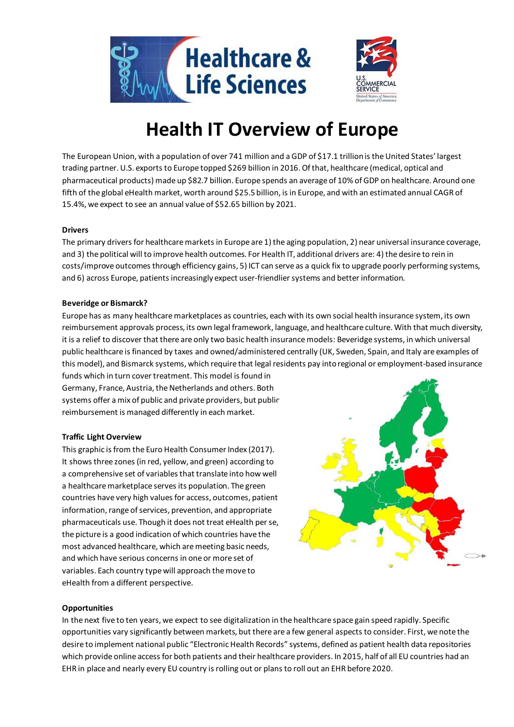# Health IT Overview of Europe

The European Union, with a population of over 741 million and a GDP of $17.1 trillion is the United States' largest trading partner. U.S. exports to Europe topped $269 billion in 2016. Of that, healthcare (medical, optical and pharmaceutical products) made up $82.7 billion. Europe spends an average of 10% of GDP on healthcare. Around one fifth of the global eHealth market, worth around $25.5 billion, is in Europe, and with an estimated annual CAGR of 15.4%, we expect to see an annual value of $52.65 billion by 2021.

**Drivers**

The primary drivers for healthcare markets in Europe are 1) the aging population, 2) near universal insurance coverage, and 3) the political will to improve health outcomes. For Health IT, additional drivers are: 4) the desire to rein in costs/improve outcomes through efficiency gains, 5) ICT can serve as a quick fix to upgrade poorly performing systems, and 6) across Europe, patients increasingly expect user-friendlier systems and better information.

**Beveridge or Bismarck?**

Europe has as many healthcare marketplaces as countries, each with its own social health insurance system, its own reimbursement approvals process, its own legal framework, language, and healthcare culture. With that much diversity, it is a relief to discover that there are only two basic health insurance models: Beveridge systems, in which universal public healthcare is financed by taxes and owned/administered centrally (UK, Sweden, Spain, and Italy are examples of this model), and Bismarck systems, which require that legal residents pay into regional or employment-based insurance funds which in turn cover treatment. This model is found in Germany, France, Austria, the Netherlands and others. Both systems offer a mix of public and private providers, but public reimbursement is managed differently in each market.

**Traffic Light Overview**

This graphic is from the Euro Health Consumer Index (2017). It shows three zones (in red, yellow, and green) according to a comprehensive set of variables that translate into how well a healthcare marketplace serves its population. The green countries have very high values for access, outcomes, patient information, range of services, prevention, and appropriate pharmaceuticals use. Though it does not treat eHealth per se, the picture is a good indication of which countries have the most advanced healthcare, which are meeting basic needs, and which have serious concerns in one or more set of variables. Each country type will approach the move to eHealth from a different perspective.

**Opportunities**

In the next five to ten years, we expect to see digitalization in the healthcare space gain speed rapidly. Specific opportunities vary significantly between markets, but there are a few general aspects to consider. First, we note the desire to implement national public "Electronic Health Records" systems, defined as patient health data repositories which provide online access for both patients and their healthcare providers. In 2015, half of all EU countries had an EHR in place and nearly every EU country is rolling out or plans to roll out an EHR before 2020.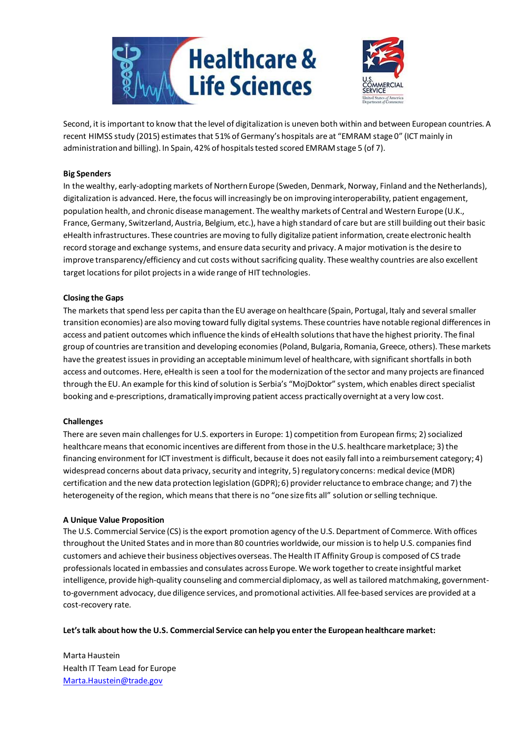Second, it is important to know that the level of digitalization is uneven both within and between European countries. A recent HIMSS study (2015) estimates that 51% of Germany's hospitals are at "EMRAM stage 0" (ICT mainly in administration and billing). In Spain, 42% of hospitals tested scored EMRAM stage 5 (of 7).

**Big Spenders**

In the wealthy, early-adopting markets of Northern Europe (Sweden, Denmark, Norway, Finland and the Netherlands), digitalization is advanced. Here, the focus will increasingly be on improving interoperability, patient engagement, population health, and chronic disease management. The wealthy markets of Central and Western Europe (U.K., France, Germany, Switzerland, Austria, Belgium, etc.), have a high standard of care but are still building out their basic eHealth infrastructures. These countries are moving to fully digitalize patient information, create electronic health record storage and exchange systems, and ensure data security and privacy. A major motivation is the desire to improve transparency/efficiency and cut costs without sacrificing quality. These wealthy countries are also excellent target locations for pilot projects in a wide range of HIT technologies.

**Closing the Gaps**

The markets that spend less per capita than the EU average on healthcare (Spain, Portugal, Italy and several smaller transition economies) are also moving toward fully digital systems. These countries have notable regional differences in access and patient outcomes which influence the kinds of eHealth solutions that have the highest priority. The final group of countries are transition and developing economies (Poland, Bulgaria, Romania, Greece, others). These markets have the greatest issues in providing an acceptable minimum level of healthcare, with significant shortfalls in both access and outcomes. Here, eHealth is seen a tool for the modernization of the sector and many projects are financed through the EU. An example for this kind of solution is Serbia's "MojDoktor" system, which enables direct specialist booking and e-prescriptions, dramatically improving patient access practically overnight at a very low cost.

**Challenges**

There are seven main challenges for U.S. exporters in Europe: 1) competition from European firms; 2) socialized healthcare means that economic incentives are different from those in the U.S. healthcare marketplace; 3) the financing environment for ICT investment is difficult, because it does not easily fall into a reimbursement category; 4) widespread concerns about data privacy, security and integrity, 5) regulatory concerns: medical device (MDR) certification and the new data protection legislation (GDPR); 6) provider reluctance to embrace change; and 7) the heterogeneity of the region, which means that there is no "one size fits all" solution or selling technique.

**A Unique Value Proposition**

The U.S. Commercial Service (CS) is the export promotion agency of the U.S. Department of Commerce. With offices throughout the United States and in more than 80 countries worldwide, our mission is to help U.S. companies find customers and achieve their business objectives overseas. The Health IT Affinity Group is composed of CS trade professionals located in embassies and consulates across Europe. We work together to create insightful market intelligence, provide high-quality counseling and commercial diplomacy, as well as tailored matchmaking, government-to-government advocacy, due diligence services, and promotional activities. All fee-based services are provided at a cost-recovery rate.

**Let's talk about how the U.S. Commercial Service can help you enter the European healthcare market:**

Marta Haustein
Health IT Team Lead for Europe
[Marta.Haustein@trade.gov](mailto:Marta.Haustein@trade.gov)